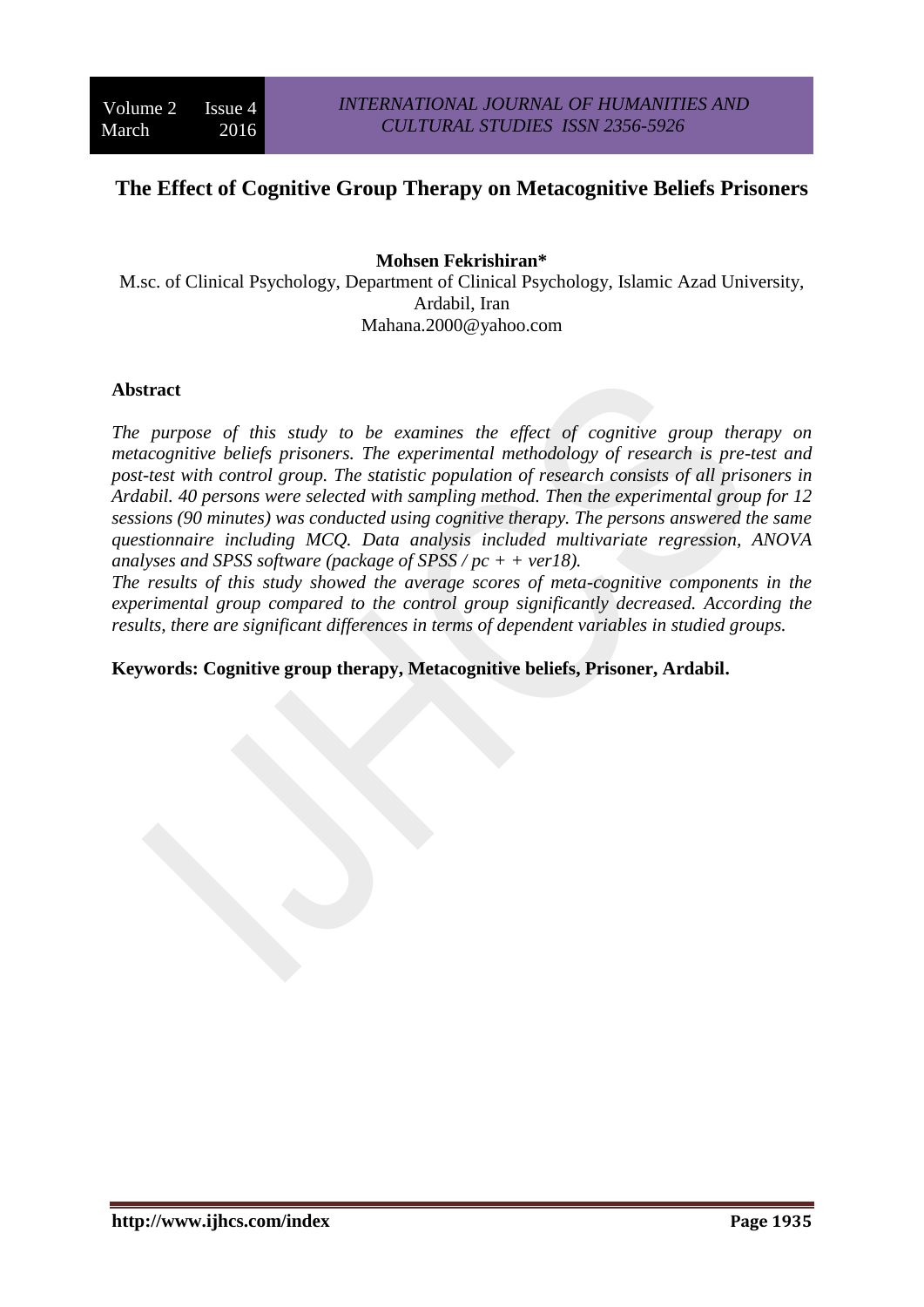# The Effect of Cognitive Group Therapy on Metacognitive Beliefs Prisoners

**Mohsen Fekrishiran***

M.sc. of Clinical Psychology, Department of Clinical Psychology, Islamic Azad University, Ardabil, Iran

Mahana.2000@yahoo.com

## Abstract

*The purpose of this study to be examines the effect of cognitive group therapy on metacognitive beliefs prisoners. The experimental methodology of research is pre-test and post-test with control group. The statistic population of research consists of all prisoners in Ardabil. 40 persons were selected with sampling method. Then the experimental group for 12 sessions (90 minutes) was conducted using cognitive therapy. The persons answered the same questionnaire including MCQ. Data analysis included multivariate regression, ANOVA analyses and SPSS software (package of SPSS / pc + + ver18).*

*The results of this study showed the average scores of meta-cognitive components in the experimental group compared to the control group significantly decreased. According the results, there are significant differences in terms of dependent variables in studied groups.*

**Keywords: Cognitive group therapy, Metacognitive beliefs, Prisoner, Ardabil.**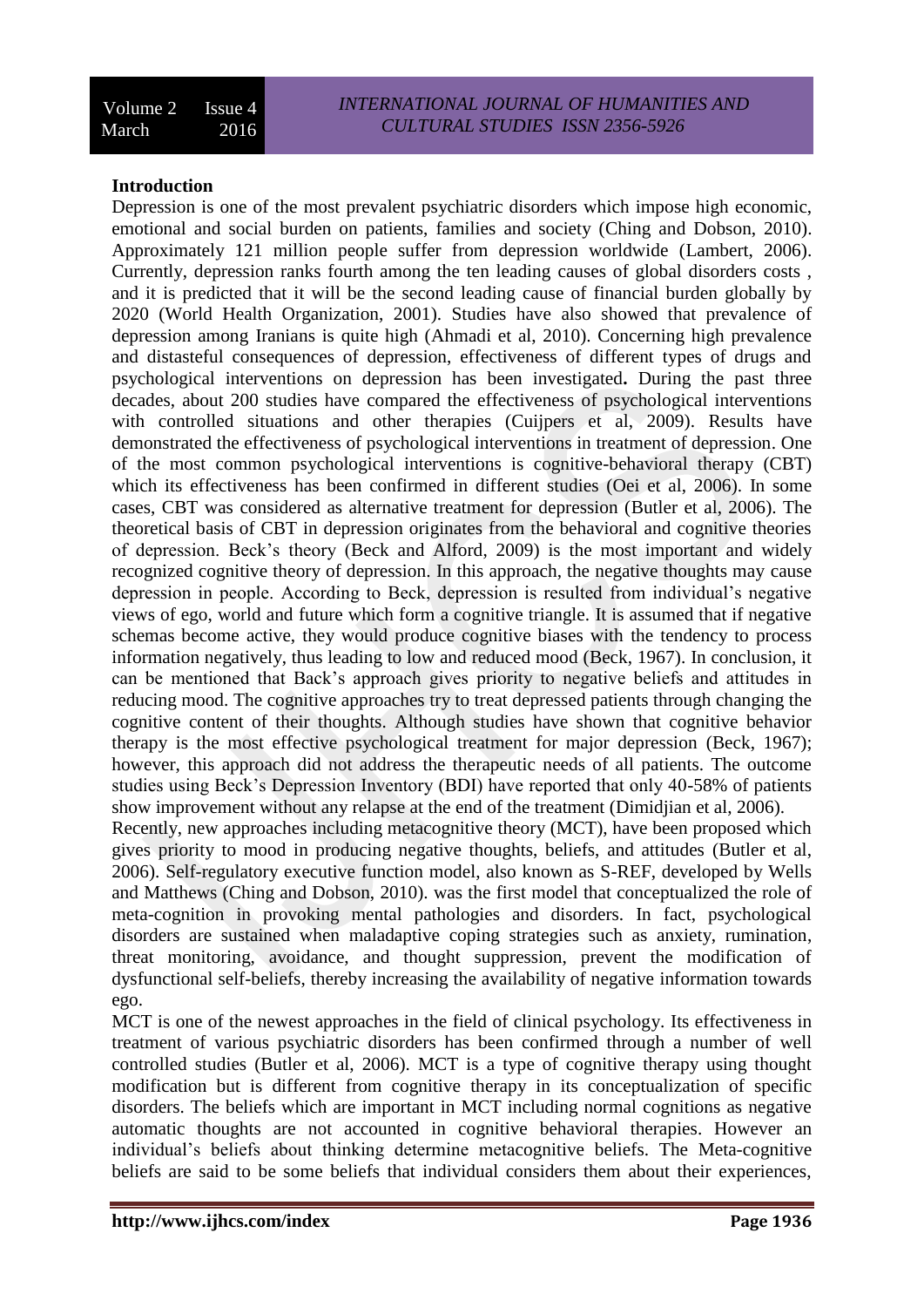## Introduction

Depression is one of the most prevalent psychiatric disorders which impose high economic, emotional and social burden on patients, families and society (Ching and Dobson, 2010). Approximately 121 million people suffer from depression worldwide (Lambert, 2006). Currently, depression ranks fourth among the ten leading causes of global disorders costs , and it is predicted that it will be the second leading cause of financial burden globally by 2020 (World Health Organization, 2001). Studies have also showed that prevalence of depression among Iranians is quite high (Ahmadi et al, 2010). Concerning high prevalence and distasteful consequences of depression, effectiveness of different types of drugs and psychological interventions on depression has been investigated**.** During the past three decades, about 200 studies have compared the effectiveness of psychological interventions with controlled situations and other therapies (Cuijpers et al, 2009). Results have demonstrated the effectiveness of psychological interventions in treatment of depression. One of the most common psychological interventions is cognitive-behavioral therapy (CBT) which its effectiveness has been confirmed in different studies (Oei et al, 2006). In some cases, CBT was considered as alternative treatment for depression (Butler et al, 2006). The theoretical basis of CBT in depression originates from the behavioral and cognitive theories of depression. Beck's theory (Beck and Alford, 2009) is the most important and widely recognized cognitive theory of depression. In this approach, the negative thoughts may cause depression in people. According to Beck, depression is resulted from individual's negative views of ego, world and future which form a cognitive triangle. It is assumed that if negative schemas become active, they would produce cognitive biases with the tendency to process information negatively, thus leading to low and reduced mood (Beck, 1967). In conclusion, it can be mentioned that Back's approach gives priority to negative beliefs and attitudes in reducing mood. The cognitive approaches try to treat depressed patients through changing the cognitive content of their thoughts. Although studies have shown that cognitive behavior therapy is the most effective psychological treatment for major depression (Beck, 1967); however, this approach did not address the therapeutic needs of all patients. The outcome studies using Beck's Depression Inventory (BDI) have reported that only 40-58% of patients show improvement without any relapse at the end of the treatment (Dimidjian et al, 2006).

Recently, new approaches including metacognitive theory (MCT), have been proposed which gives priority to mood in producing negative thoughts, beliefs, and attitudes (Butler et al, 2006). Self-regulatory executive function model, also known as S-REF, developed by Wells and Matthews (Ching and Dobson, 2010). was the first model that conceptualized the role of meta-cognition in provoking mental pathologies and disorders. In fact, psychological disorders are sustained when maladaptive coping strategies such as anxiety, rumination, threat monitoring, avoidance, and thought suppression, prevent the modification of dysfunctional self-beliefs, thereby increasing the availability of negative information towards ego.

MCT is one of the newest approaches in the field of clinical psychology. Its effectiveness in treatment of various psychiatric disorders has been confirmed through a number of well controlled studies (Butler et al, 2006). MCT is a type of cognitive therapy using thought modification but is different from cognitive therapy in its conceptualization of specific disorders. The beliefs which are important in MCT including normal cognitions as negative automatic thoughts are not accounted in cognitive behavioral therapies. However an individual's beliefs about thinking determine metacognitive beliefs. The Meta-cognitive beliefs are said to be some beliefs that individual considers them about their experiences,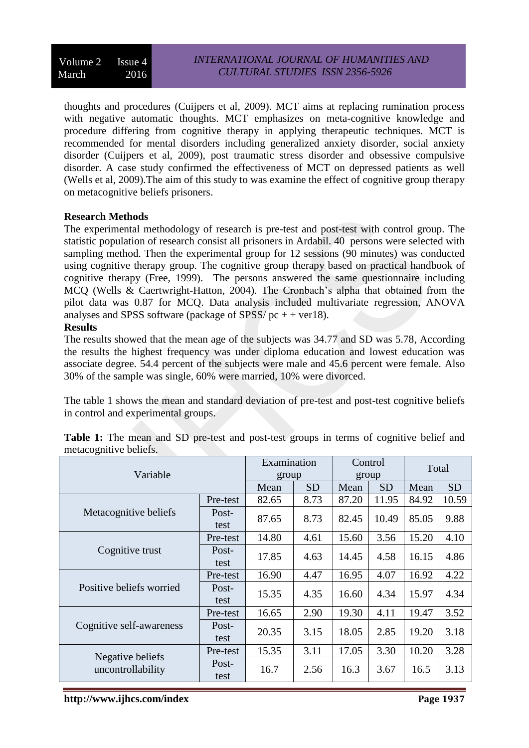thoughts and procedures (Cuijpers et al, 2009). MCT aims at replacing rumination process with negative automatic thoughts. MCT emphasizes on meta-cognitive knowledge and procedure differing from cognitive therapy in applying therapeutic techniques. MCT is recommended for mental disorders including generalized anxiety disorder, social anxiety disorder (Cuijpers et al, 2009), post traumatic stress disorder and obsessive compulsive disorder. A case study confirmed the effectiveness of MCT on depressed patients as well (Wells et al, 2009).The aim of this study to was examine the effect of cognitive group therapy on metacognitive beliefs prisoners.

**Research Methods**

The experimental methodology of research is pre-test and post-test with control group. The statistic population of research consist all prisoners in Ardabil. 40 persons were selected with sampling method. Then the experimental group for 12 sessions (90 minutes) was conducted using cognitive therapy group. The cognitive group therapy based on practical handbook of cognitive therapy (Free, 1999). The persons answered the same questionnaire including MCQ (Wells & Caertwright-Hatton, 2004). The Cronbach's alpha that obtained from the pilot data was 0.87 for MCQ. Data analysis included multivariate regression, ANOVA analyses and SPSS software (package of SPSS/ pc + + ver18).

**Results**

The results showed that the mean age of the subjects was 34.77 and SD was 5.78, According the results the highest frequency was under diploma education and lowest education was associate degree. 54.4 percent of the subjects were male and 45.6 percent were female. Also 30% of the sample was single, 60% were married, 10% were divorced.

The table 1 shows the mean and standard deviation of pre-test and post-test cognitive beliefs in control and experimental groups.

**Table 1:** The mean and SD pre-test and post-test groups in terms of cognitive belief and metacognitive beliefs.

| Variable | | Examination group | | Control group | | Total | |
|---|---|---|---|---|---|---|---|
| | | Mean | SD | Mean | SD | Mean | SD |
| Metacognitive beliefs | Pre-test | 82.65 | 8.73 | 87.20 | 11.95 | 84.92 | 10.59 |
| | Post-test | 87.65 | 8.73 | 82.45 | 10.49 | 85.05 | 9.88 |
| Cognitive trust | Pre-test | 14.80 | 4.61 | 15.60 | 3.56 | 15.20 | 4.10 |
| | Post-test | 17.85 | 4.63 | 14.45 | 4.58 | 16.15 | 4.86 |
| Positive beliefs worried | Pre-test | 16.90 | 4.47 | 16.95 | 4.07 | 16.92 | 4.22 |
| | Post-test | 15.35 | 4.35 | 16.60 | 4.34 | 15.97 | 4.34 |
| Cognitive self-awareness | Pre-test | 16.65 | 2.90 | 19.30 | 4.11 | 19.47 | 3.52 |
| | Post-test | 20.35 | 3.15 | 18.05 | 2.85 | 19.20 | 3.18 |
| Negative beliefs uncontrollability | Pre-test | 15.35 | 3.11 | 17.05 | 3.30 | 10.20 | 3.28 |
| | Post-test | 16.7 | 2.56 | 16.3 | 3.67 | 16.5 | 3.13 |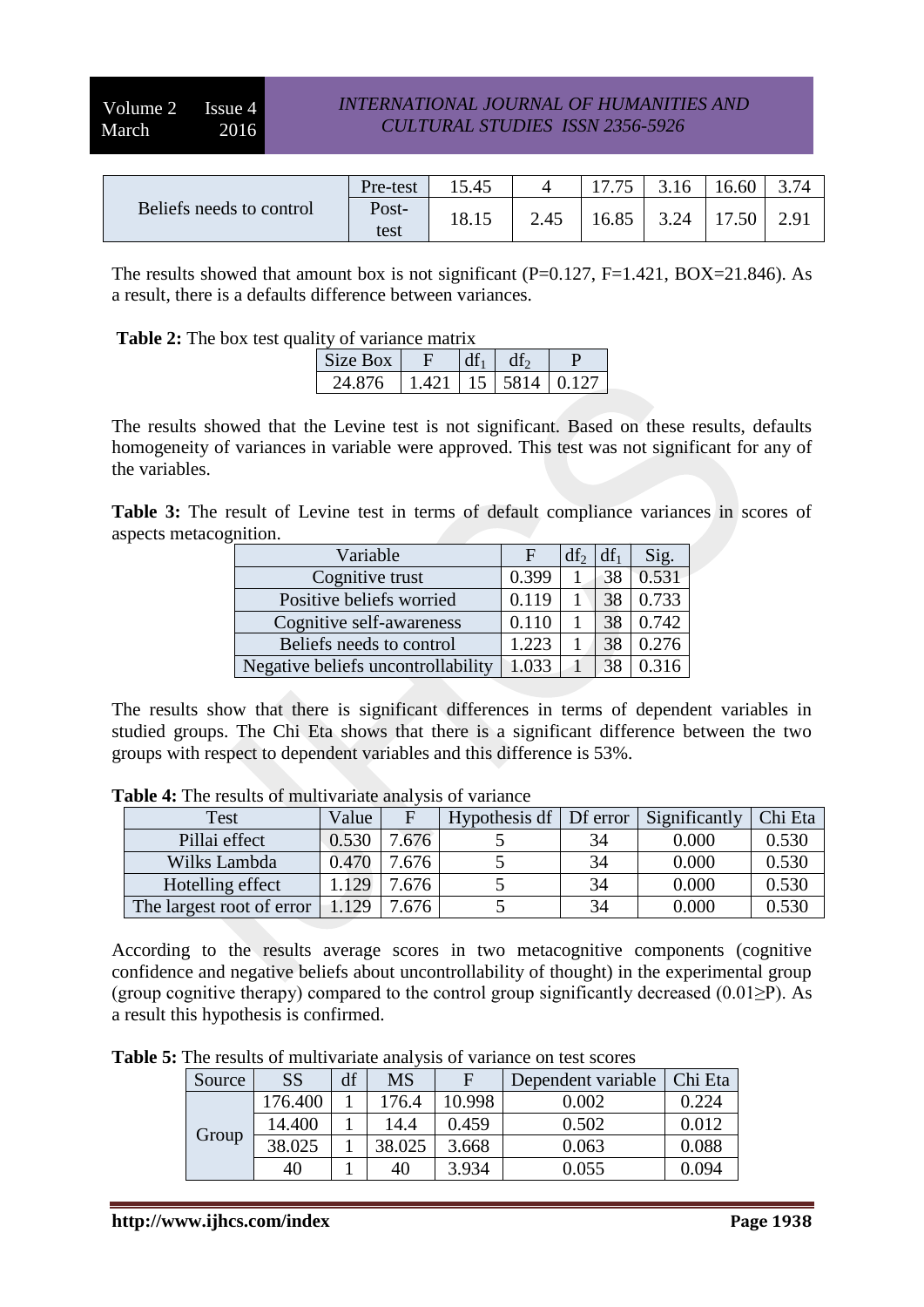| Beliefs needs to control | Pre-test | 15.45 | 4 | 17.75 | 3.16 | 16.60 | 3.74 |
|---|---|---|---|---|---|---|---|
| | Post-test | 18.15 | 2.45 | 16.85 | 3.24 | 17.50 | 2.91 |

The results showed that amount box is not significant (P=0.127, F=1.421, BOX=21.846). As a result, there is a defaults difference between variances.

**Table 2:** The box test quality of variance matrix

| Size Box | F | $df_1$ | $df_2$ | P |
|---|---|---|---|---|
| 24.876 | 1.421 | 15 | 5814 | 0.127 |

The results showed that the Levine test is not significant. Based on these results, defaults homogeneity of variances in variable were approved. This test was not significant for any of the variables.

**Table 3:** The result of Levine test in terms of default compliance variances in scores of aspects metacognition.

| Variable | F | $df_2$ | $df_1$ | Sig. |
|---|---|---|---|---|
| Cognitive trust | 0.399 | 1 | 38 | 0.531 |
| Positive beliefs worried | 0.119 | 1 | 38 | 0.733 |
| Cognitive self-awareness | 0.110 | 1 | 38 | 0.742 |
| Beliefs needs to control | 1.223 | 1 | 38 | 0.276 |
| Negative beliefs uncontrollability | 1.033 | 1 | 38 | 0.316 |

The results show that there is significant differences in terms of dependent variables in studied groups. The Chi Eta shows that there is a significant difference between the two groups with respect to dependent variables and this difference is 53%.

**Table 4:** The results of multivariate analysis of variance

| Test | Value | F | Hypothesis df | Df error | Significantly | Chi Eta |
|---|---|---|---|---|---|---|
| Pillai effect | 0.530 | 7.676 | 5 | 34 | 0.000 | 0.530 |
| Wilks Lambda | 0.470 | 7.676 | 5 | 34 | 0.000 | 0.530 |
| Hotelling effect | 1.129 | 7.676 | 5 | 34 | 0.000 | 0.530 |
| The largest root of error | 1.129 | 7.676 | 5 | 34 | 0.000 | 0.530 |

According to the results average scores in two metacognitive components (cognitive confidence and negative beliefs about uncontrollability of thought) in the experimental group (group cognitive therapy) compared to the control group significantly decreased (0.01≥P). As a result this hypothesis is confirmed.

**Table 5:** The results of multivariate analysis of variance on test scores

| Source | SS | df | MS | F | Dependent variable | Chi Eta |
|---|---|---|---|---|---|---|
| Group | 176.400 | 1 | 176.4 | 10.998 | 0.002 | 0.224 |
| | 14.400 | 1 | 14.4 | 0.459 | 0.502 | 0.012 |
| | 38.025 | 1 | 38.025 | 3.668 | 0.063 | 0.088 |
| | 40 | 1 | 40 | 3.934 | 0.055 | 0.094 |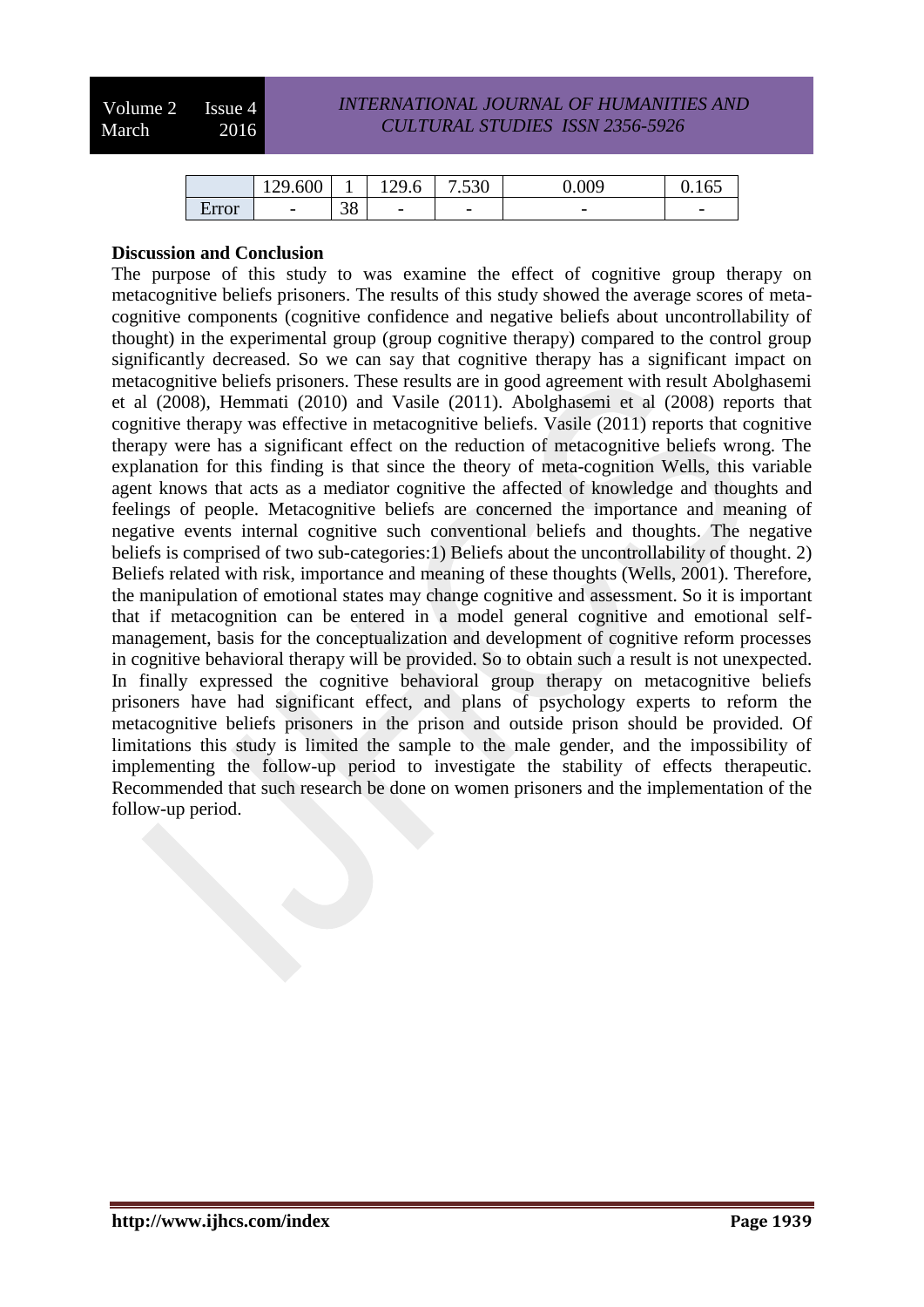| | 129.600 | 1 | 129.6 | 7.530 | 0.009 | 0.165 |
|---|---|---|---|---|---|---|
| Error | - | 38 | - | - | - | - |

**Discussion and Conclusion**

The purpose of this study to was examine the effect of cognitive group therapy on metacognitive beliefs prisoners. The results of this study showed the average scores of meta-cognitive components (cognitive confidence and negative beliefs about uncontrollability of thought) in the experimental group (group cognitive therapy) compared to the control group significantly decreased. So we can say that cognitive therapy has a significant impact on metacognitive beliefs prisoners. These results are in good agreement with result Abolghasemi et al (2008), Hemmati (2010) and Vasile (2011). Abolghasemi et al (2008) reports that cognitive therapy was effective in metacognitive beliefs. Vasile (2011) reports that cognitive therapy were has a significant effect on the reduction of metacognitive beliefs wrong. The explanation for this finding is that since the theory of meta-cognition Wells, this variable agent knows that acts as a mediator cognitive the affected of knowledge and thoughts and feelings of people. Metacognitive beliefs are concerned the importance and meaning of negative events internal cognitive such conventional beliefs and thoughts. The negative beliefs is comprised of two sub-categories:1) Beliefs about the uncontrollability of thought. 2) Beliefs related with risk, importance and meaning of these thoughts (Wells, 2001). Therefore, the manipulation of emotional states may change cognitive and assessment. So it is important that if metacognition can be entered in a model general cognitive and emotional self-management, basis for the conceptualization and development of cognitive reform processes in cognitive behavioral therapy will be provided. So to obtain such a result is not unexpected. In finally expressed the cognitive behavioral group therapy on metacognitive beliefs prisoners have had significant effect, and plans of psychology experts to reform the metacognitive beliefs prisoners in the prison and outside prison should be provided. Of limitations this study is limited the sample to the male gender, and the impossibility of implementing the follow-up period to investigate the stability of effects therapeutic. Recommended that such research be done on women prisoners and the implementation of the follow-up period.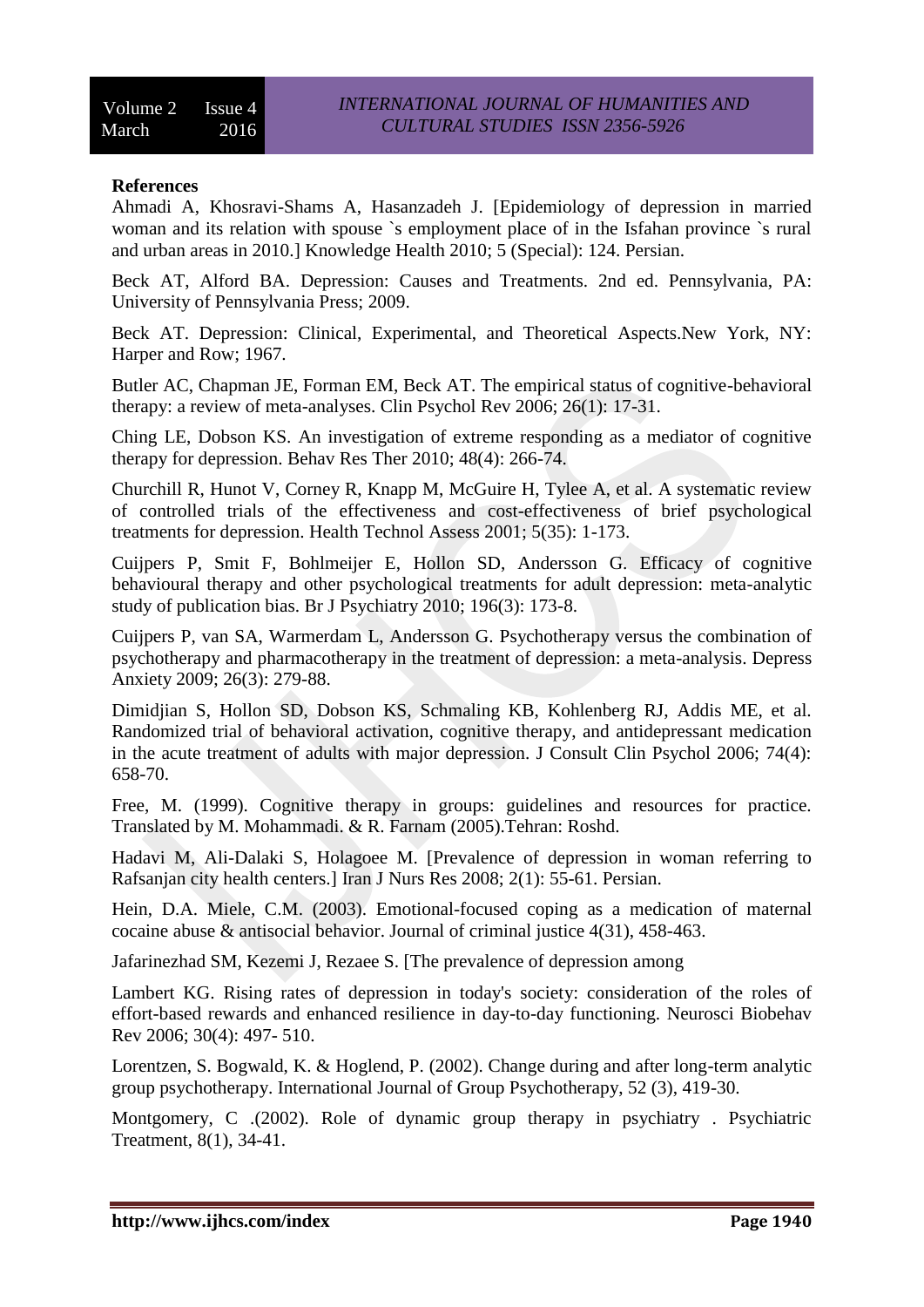**References**

Ahmadi A, Khosravi-Shams A, Hasanzadeh J. [Epidemiology of depression in married woman and its relation with spouse `s employment place of in the Isfahan province `s rural and urban areas in 2010.] Knowledge Health 2010; 5 (Special): 124. Persian.

Beck AT, Alford BA. Depression: Causes and Treatments. 2nd ed. Pennsylvania, PA: University of Pennsylvania Press; 2009.

Beck AT. Depression: Clinical, Experimental, and Theoretical Aspects.New York, NY: Harper and Row; 1967.

Butler AC, Chapman JE, Forman EM, Beck AT. The empirical status of cognitive-behavioral therapy: a review of meta-analyses. Clin Psychol Rev 2006; 26(1): 17-31.

Ching LE, Dobson KS. An investigation of extreme responding as a mediator of cognitive therapy for depression. Behav Res Ther 2010; 48(4): 266-74.

Churchill R, Hunot V, Corney R, Knapp M, McGuire H, Tylee A, et al. A systematic review of controlled trials of the effectiveness and cost-effectiveness of brief psychological treatments for depression. Health Technol Assess 2001; 5(35): 1-173.

Cuijpers P, Smit F, Bohlmeijer E, Hollon SD, Andersson G. Efficacy of cognitive behavioural therapy and other psychological treatments for adult depression: meta-analytic study of publication bias. Br J Psychiatry 2010; 196(3): 173-8.

Cuijpers P, van SA, Warmerdam L, Andersson G. Psychotherapy versus the combination of psychotherapy and pharmacotherapy in the treatment of depression: a meta-analysis. Depress Anxiety 2009; 26(3): 279-88.

Dimidjian S, Hollon SD, Dobson KS, Schmaling KB, Kohlenberg RJ, Addis ME, et al. Randomized trial of behavioral activation, cognitive therapy, and antidepressant medication in the acute treatment of adults with major depression. J Consult Clin Psychol 2006; 74(4): 658-70.

Free, M. (1999). Cognitive therapy in groups: guidelines and resources for practice. Translated by M. Mohammadi. & R. Farnam (2005).Tehran: Roshd.

Hadavi M, Ali-Dalaki S, Holagoee M. [Prevalence of depression in woman referring to Rafsanjan city health centers.] Iran J Nurs Res 2008; 2(1): 55-61. Persian.

Hein, D.A. Miele, C.M. (2003). Emotional-focused coping as a medication of maternal cocaine abuse & antisocial behavior. Journal of criminal justice 4(31), 458-463.

Jafarinezhad SM, Kezemi J, Rezaee S. [The prevalence of depression among

Lambert KG. Rising rates of depression in today's society: consideration of the roles of effort-based rewards and enhanced resilience in day-to-day functioning. Neurosci Biobehav Rev 2006; 30(4): 497- 510.

Lorentzen, S. Bogwald, K. & Hoglend, P. (2002). Change during and after long-term analytic group psychotherapy. International Journal of Group Psychotherapy, 52 (3), 419-30.

Montgomery, C .(2002). Role of dynamic group therapy in psychiatry . Psychiatric Treatment, 8(1), 34-41.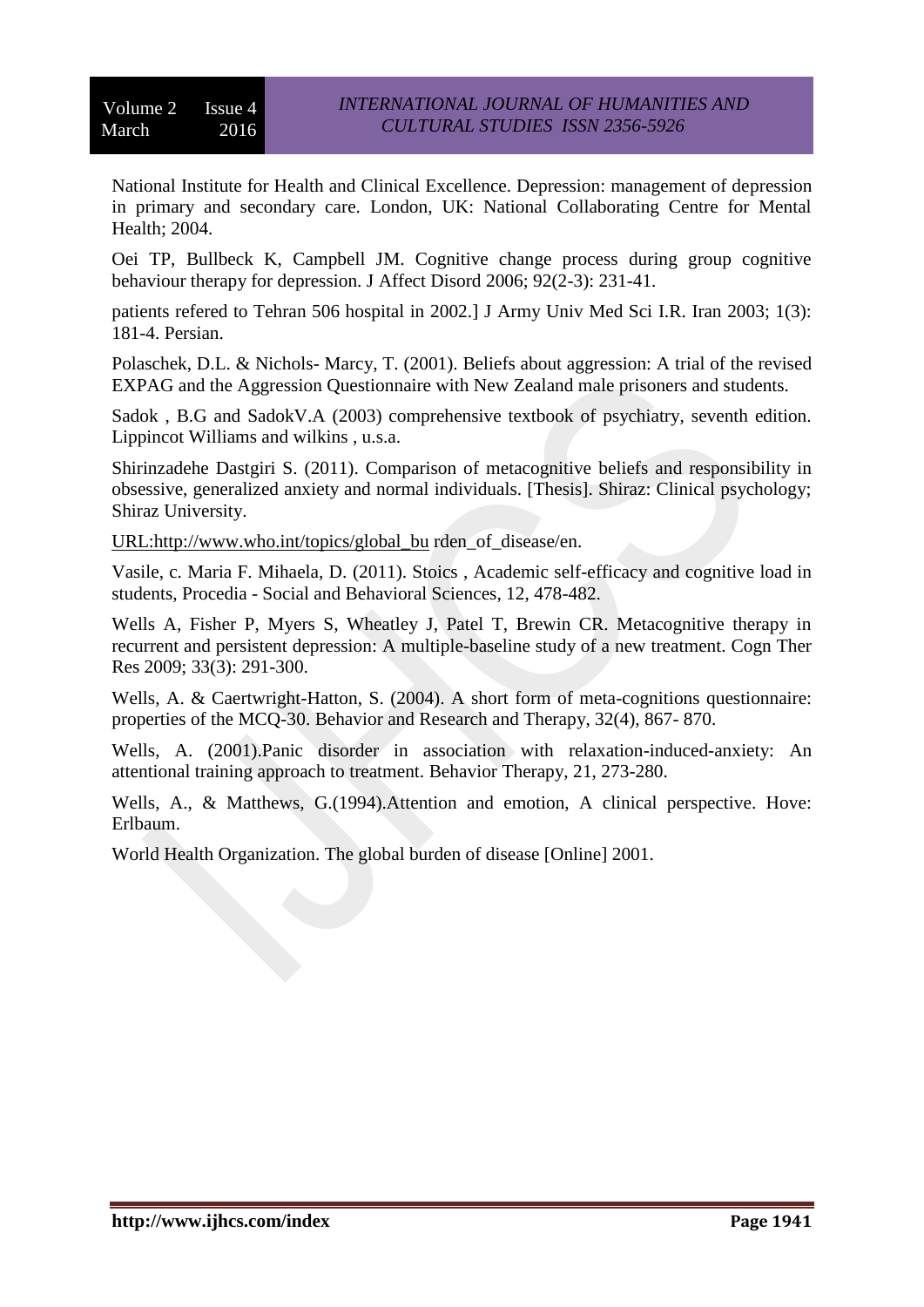National Institute for Health and Clinical Excellence. Depression: management of depression in primary and secondary care. London, UK: National Collaborating Centre for Mental Health; 2004.

Oei TP, Bullbeck K, Campbell JM. Cognitive change process during group cognitive behaviour therapy for depression. J Affect Disord 2006; 92(2-3): 231-41.

patients refered to Tehran 506 hospital in 2002.] J Army Univ Med Sci I.R. Iran 2003; 1(3): 181-4. Persian.

Polaschek, D.L. & Nichols- Marcy, T. (2001). Beliefs about aggression: A trial of the revised EXPAG and the Aggression Questionnaire with New Zealand male prisoners and students.

Sadok , B.G and SadokV.A (2003) comprehensive textbook of psychiatry, seventh edition. Lippincot Williams and wilkins , u.s.a.

Shirinzadehe Dastgiri S. (2011). Comparison of metacognitive beliefs and responsibility in obsessive, generalized anxiety and normal individuals. [Thesis]. Shiraz: Clinical psychology; Shiraz University.

URL:http://www.who.int/topics/global_bu rden_of_disease/en.

Vasile, c. Maria F. Mihaela, D. (2011). Stoics , Academic self-efficacy and cognitive load in students, Procedia - Social and Behavioral Sciences, 12, 478-482.

Wells A, Fisher P, Myers S, Wheatley J, Patel T, Brewin CR. Metacognitive therapy in recurrent and persistent depression: A multiple-baseline study of a new treatment. Cogn Ther Res 2009; 33(3): 291-300.

Wells, A. & Caertwright-Hatton, S. (2004). A short form of meta-cognitions questionnaire: properties of the MCQ-30. Behavior and Research and Therapy, 32(4), 867- 870.

Wells, A. (2001).Panic disorder in association with relaxation-induced-anxiety: An attentional training approach to treatment. Behavior Therapy, 21, 273-280.

Wells, A., & Matthews, G.(1994).Attention and emotion, A clinical perspective. Hove: Erlbaum.

World Health Organization. The global burden of disease [Online] 2001.